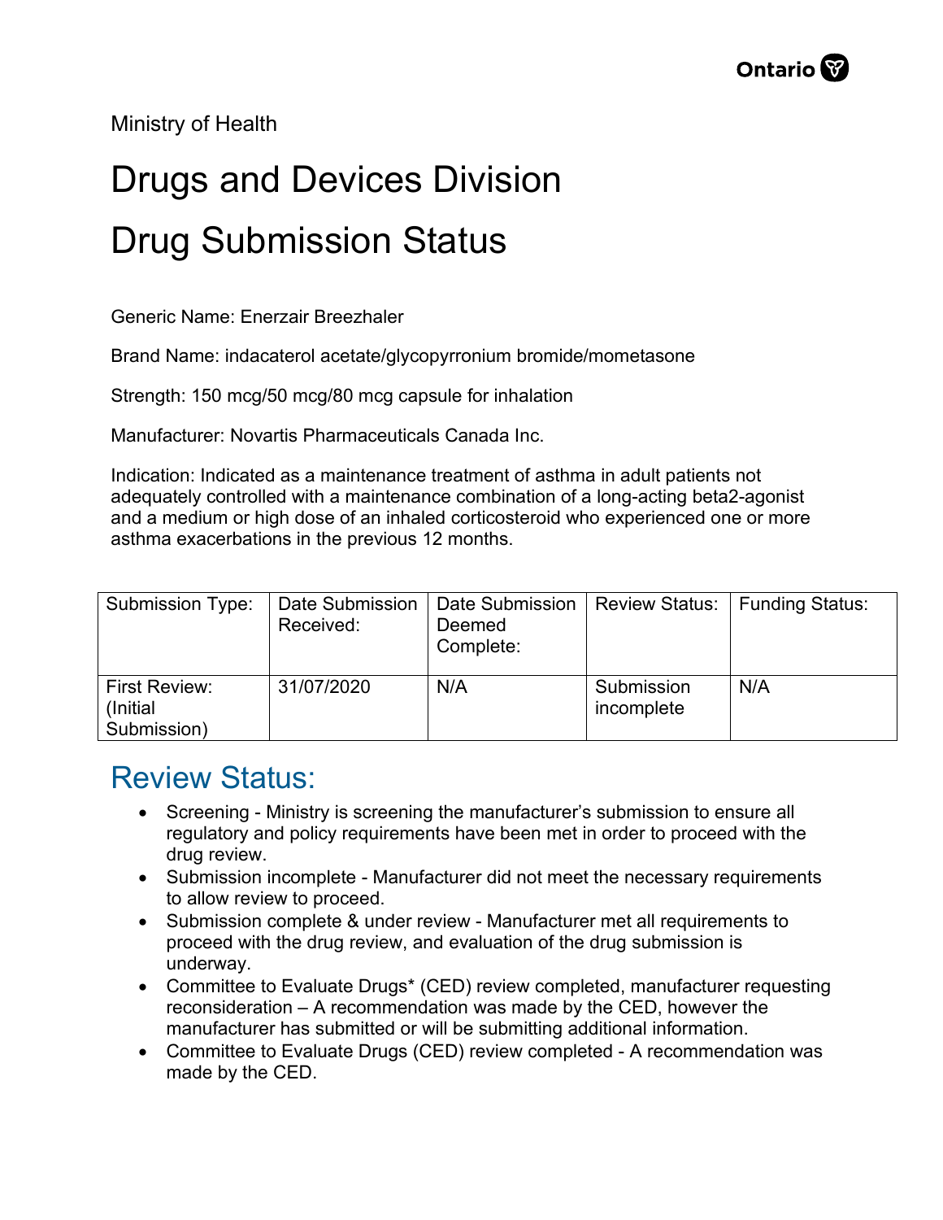Ministry of Health

# Drugs and Devices Division

# Drug Submission Status

Generic Name: Enerzair Breezhaler

Brand Name: indacaterol acetate/glycopyrronium bromide/mometasone

Strength: 150 mcg/50 mcg/80 mcg capsule for inhalation

Manufacturer: Novartis Pharmaceuticals Canada Inc.

Indication: Indicated as a maintenance treatment of asthma in adult patients not adequately controlled with a maintenance combination of a long-acting beta2-agonist and a medium or high dose of an inhaled corticosteroid who experienced one or more asthma exacerbations in the previous 12 months.

| Submission Type: | Date Submission Received: | Date Submission Deemed Complete: | Review Status: | Funding Status: |
|---|---|---|---|---|
| First Review: (Initial Submission) | 31/07/2020 | N/A | Submission incomplete | N/A |

## Review Status:

- Screening - Ministry is screening the manufacturer's submission to ensure all regulatory and policy requirements have been met in order to proceed with the drug review.
- Submission incomplete - Manufacturer did not meet the necessary requirements to allow review to proceed.
- Submission complete & under review - Manufacturer met all requirements to proceed with the drug review, and evaluation of the drug submission is underway.
- Committee to Evaluate Drugs* (CED) review completed, manufacturer requesting reconsideration – A recommendation was made by the CED, however the manufacturer has submitted or will be submitting additional information.
- Committee to Evaluate Drugs (CED) review completed - A recommendation was made by the CED.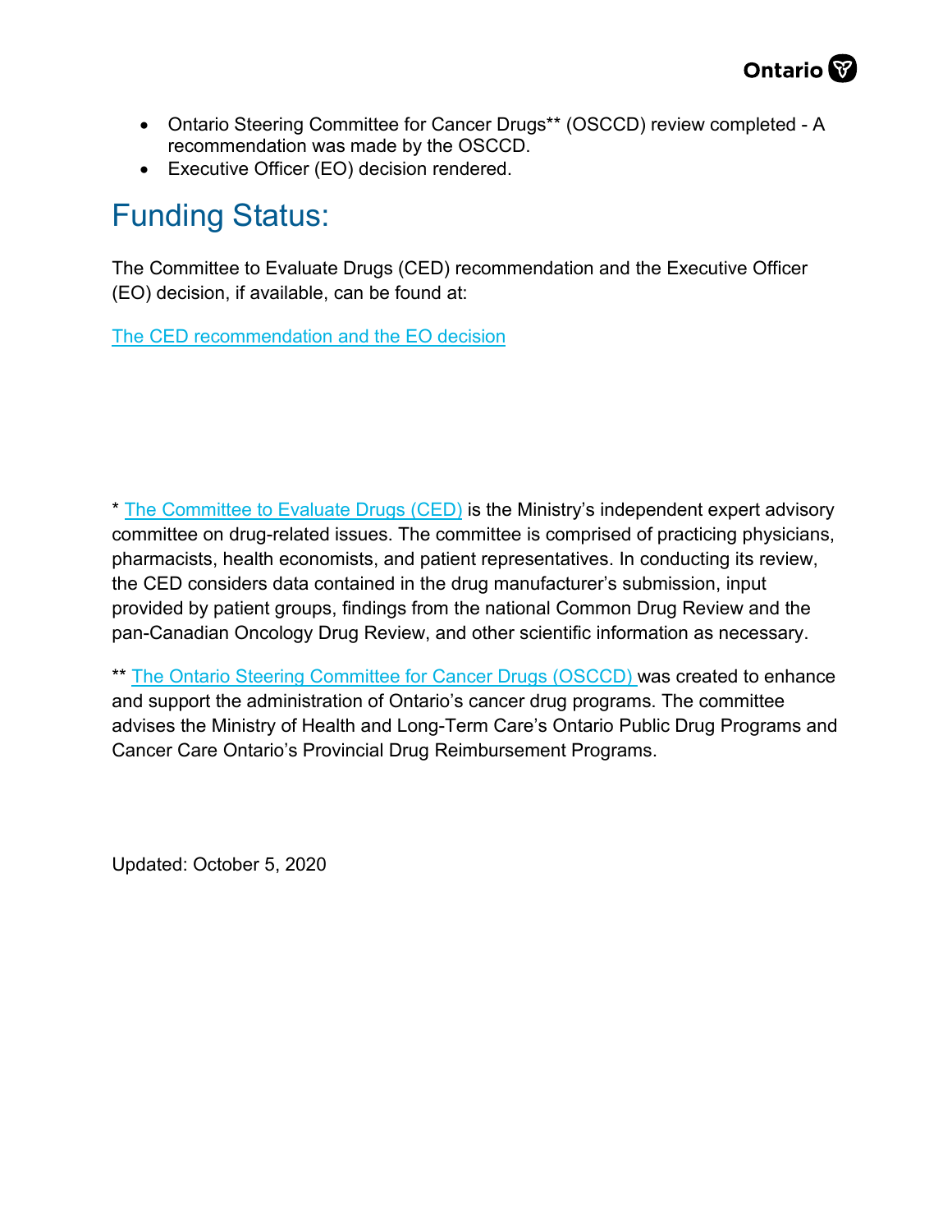- Ontario Steering Committee for Cancer Drugs** (OSCCD) review completed - A recommendation was made by the OSCCD.
- Executive Officer (EO) decision rendered.

## Funding Status:

The Committee to Evaluate Drugs (CED) recommendation and the Executive Officer (EO) decision, if available, can be found at:

[The CED recommendation and the EO decision]()

* [The Committee to Evaluate Drugs (CED)]() is the Ministry's independent expert advisory committee on drug-related issues. The committee is comprised of practicing physicians, pharmacists, health economists, and patient representatives. In conducting its review, the CED considers data contained in the drug manufacturer's submission, input provided by patient groups, findings from the national Common Drug Review and the pan-Canadian Oncology Drug Review, and other scientific information as necessary.

** [The Ontario Steering Committee for Cancer Drugs (OSCCD)]() was created to enhance and support the administration of Ontario's cancer drug programs. The committee advises the Ministry of Health and Long-Term Care's Ontario Public Drug Programs and Cancer Care Ontario's Provincial Drug Reimbursement Programs.

Updated: October 5, 2020